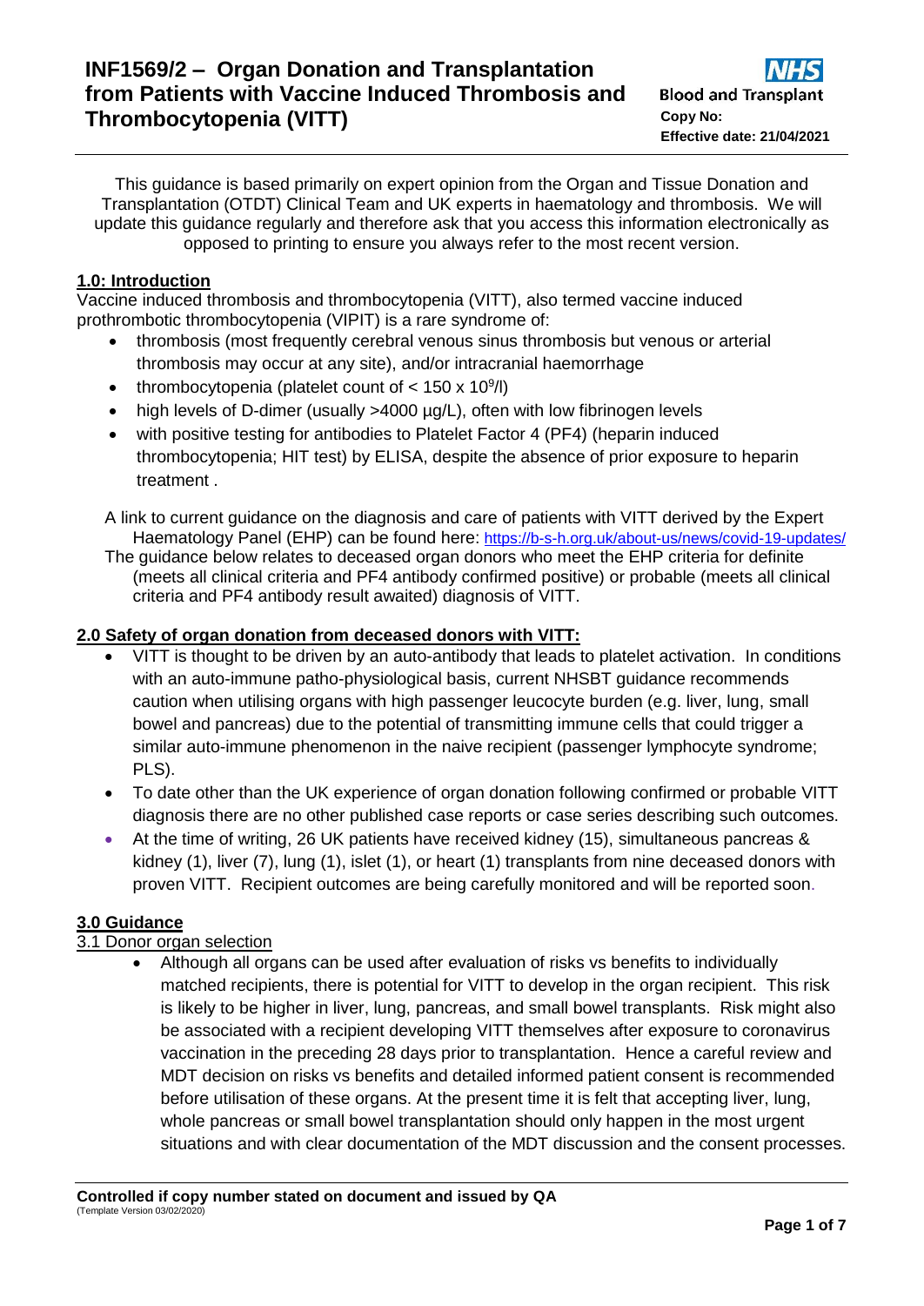# INF1569/2 – Organ Donation and Transplantation from Patients with Vaccine Induced Thrombosis and Thrombocytopenia (VITT)

**Copy No:**
**Effective date: 21/04/2021**

This guidance is based primarily on expert opinion from the Organ and Tissue Donation and Transplantation (OTDT) Clinical Team and UK experts in haematology and thrombosis. We will update this guidance regularly and therefore ask that you access this information electronically as opposed to printing to ensure you always refer to the most recent version.

## 1.0: Introduction

Vaccine induced thrombosis and thrombocytopenia (VITT), also termed vaccine induced prothrombotic thrombocytopenia (VIPIT) is a rare syndrome of:

- thrombosis (most frequently cerebral venous sinus thrombosis but venous or arterial thrombosis may occur at any site), and/or intracranial haemorrhage
- thrombocytopenia (platelet count of < $150 \times 10^9$/l)
- high levels of D-dimer (usually >4000 µg/L), often with low fibrinogen levels
- with positive testing for antibodies to Platelet Factor 4 (PF4) (heparin induced thrombocytopenia; HIT test) by ELISA, despite the absence of prior exposure to heparin treatment .

A link to current guidance on the diagnosis and care of patients with VITT derived by the Expert Haematology Panel (EHP) can be found here: https://b-s-h.org.uk/about-us/news/covid-19-updates/

The guidance below relates to deceased organ donors who meet the EHP criteria for definite (meets all clinical criteria and PF4 antibody confirmed positive) or probable (meets all clinical criteria and PF4 antibody result awaited) diagnosis of VITT.

## 2.0 Safety of organ donation from deceased donors with VITT:

- VITT is thought to be driven by an auto-antibody that leads to platelet activation. In conditions with an auto-immune patho-physiological basis, current NHSBT guidance recommends caution when utilising organs with high passenger leucocyte burden (e.g. liver, lung, small bowel and pancreas) due to the potential of transmitting immune cells that could trigger a similar auto-immune phenomenon in the naive recipient (passenger lymphocyte syndrome; PLS).
- To date other than the UK experience of organ donation following confirmed or probable VITT diagnosis there are no other published case reports or case series describing such outcomes.
- At the time of writing, 26 UK patients have received kidney (15), simultaneous pancreas & kidney (1), liver (7), lung (1), islet (1), or heart (1) transplants from nine deceased donors with proven VITT. Recipient outcomes are being carefully monitored and will be reported soon.

## 3.0 Guidance

### 3.1 Donor organ selection

- Although all organs can be used after evaluation of risks vs benefits to individually matched recipients, there is potential for VITT to develop in the organ recipient. This risk is likely to be higher in liver, lung, pancreas, and small bowel transplants. Risk might also be associated with a recipient developing VITT themselves after exposure to coronavirus vaccination in the preceding 28 days prior to transplantation. Hence a careful review and MDT decision on risks vs benefits and detailed informed patient consent is recommended before utilisation of these organs. At the present time it is felt that accepting liver, lung, whole pancreas or small bowel transplantation should only happen in the most urgent situations and with clear documentation of the MDT discussion and the consent processes.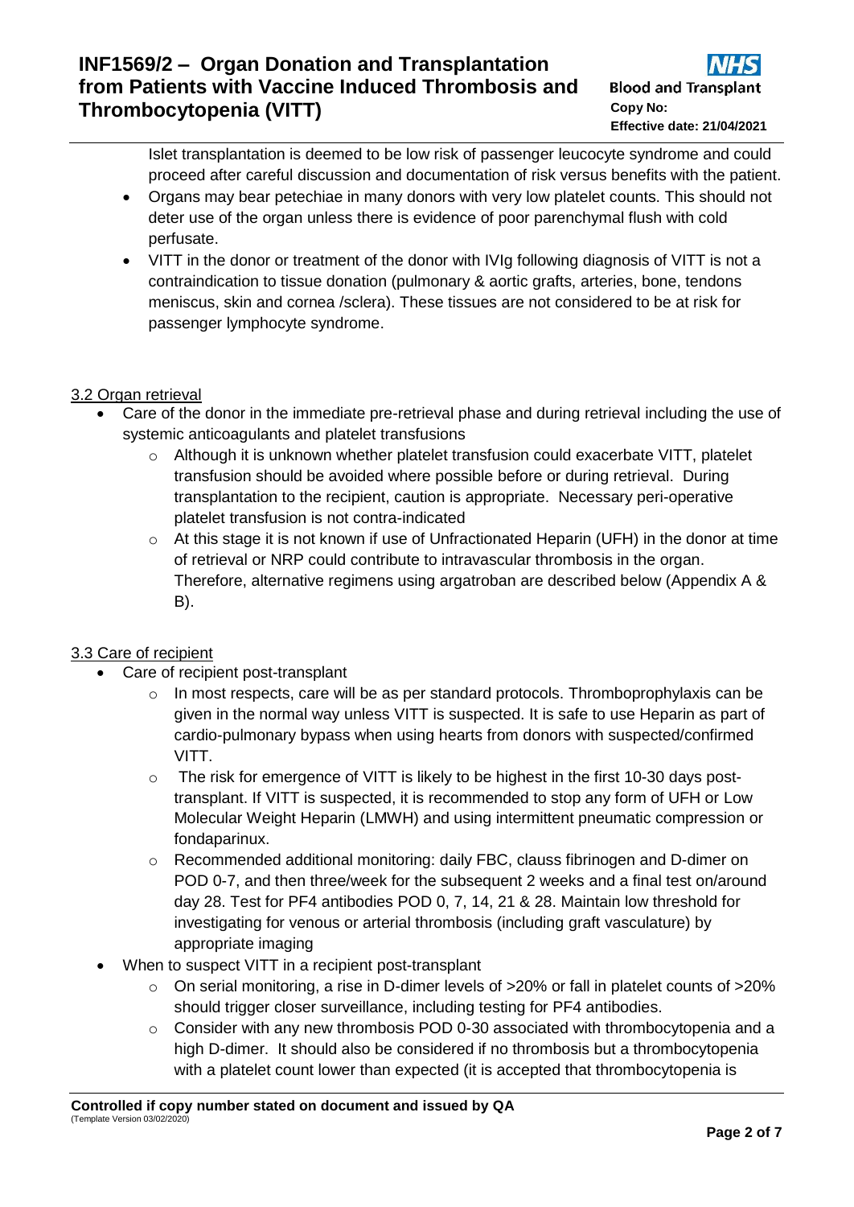Islet transplantation is deemed to be low risk of passenger leucocyte syndrome and could proceed after careful discussion and documentation of risk versus benefits with the patient.

- Organs may bear petechiae in many donors with very low platelet counts. This should not deter use of the organ unless there is evidence of poor parenchymal flush with cold perfusate.
- VITT in the donor or treatment of the donor with IVIg following diagnosis of VITT is not a contraindication to tissue donation (pulmonary & aortic grafts, arteries, bone, tendons meniscus, skin and cornea /sclera). These tissues are not considered to be at risk for passenger lymphocyte syndrome.

3.2 Organ retrieval

- Care of the donor in the immediate pre-retrieval phase and during retrieval including the use of systemic anticoagulants and platelet transfusions
  - Although it is unknown whether platelet transfusion could exacerbate VITT, platelet transfusion should be avoided where possible before or during retrieval. During transplantation to the recipient, caution is appropriate. Necessary peri-operative platelet transfusion is not contra-indicated
  - At this stage it is not known if use of Unfractionated Heparin (UFH) in the donor at time of retrieval or NRP could contribute to intravascular thrombosis in the organ. Therefore, alternative regimens using argatroban are described below (Appendix A & B).

3.3 Care of recipient

- Care of recipient post-transplant
  - In most respects, care will be as per standard protocols. Thromboprophylaxis can be given in the normal way unless VITT is suspected. It is safe to use Heparin as part of cardio-pulmonary bypass when using hearts from donors with suspected/confirmed VITT.
  - The risk for emergence of VITT is likely to be highest in the first 10-30 days post-transplant. If VITT is suspected, it is recommended to stop any form of UFH or Low Molecular Weight Heparin (LMWH) and using intermittent pneumatic compression or fondaparinux.
  - Recommended additional monitoring: daily FBC, clauss fibrinogen and D-dimer on POD 0-7, and then three/week for the subsequent 2 weeks and a final test on/around day 28. Test for PF4 antibodies POD 0, 7, 14, 21 & 28. Maintain low threshold for investigating for venous or arterial thrombosis (including graft vasculature) by appropriate imaging
- When to suspect VITT in a recipient post-transplant
  - On serial monitoring, a rise in D-dimer levels of >20% or fall in platelet counts of >20% should trigger closer surveillance, including testing for PF4 antibodies.
  - Consider with any new thrombosis POD 0-30 associated with thrombocytopenia and a high D-dimer. It should also be considered if no thrombosis but a thrombocytopenia with a platelet count lower than expected (it is accepted that thrombocytopenia is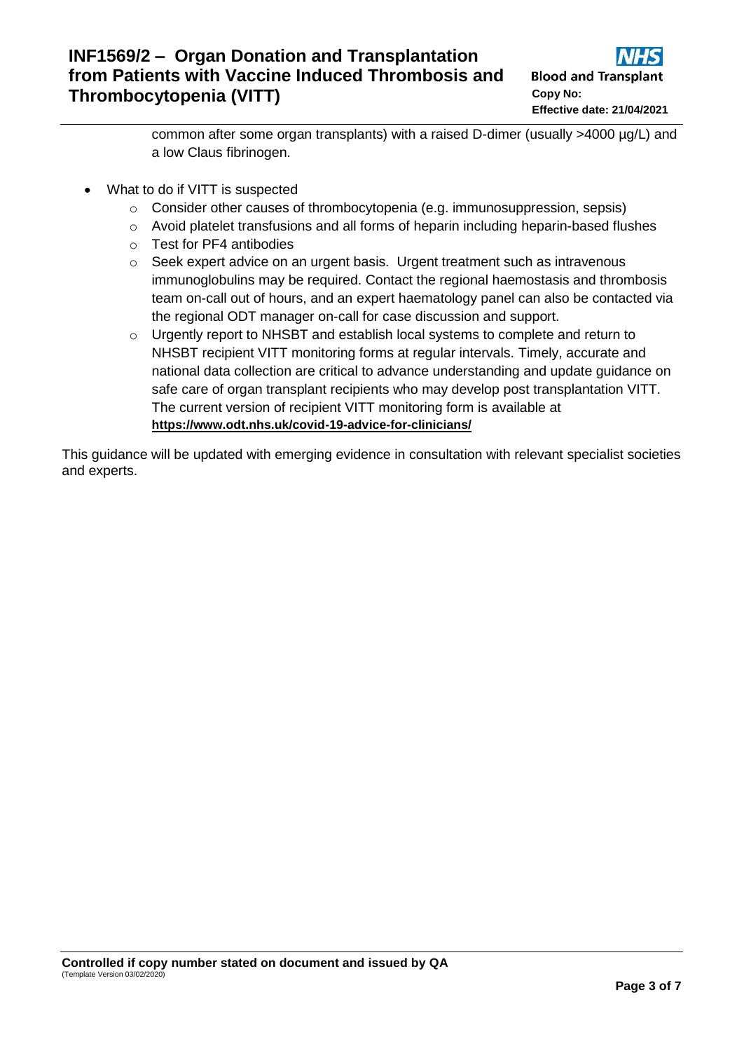common after some organ transplants) with a raised D-dimer (usually >4000 µg/L) and a low Claus fibrinogen.

- What to do if VITT is suspected
    - Consider other causes of thrombocytopenia (e.g. immunosuppression, sepsis)
    - Avoid platelet transfusions and all forms of heparin including heparin-based flushes
    - Test for PF4 antibodies
    - Seek expert advice on an urgent basis. Urgent treatment such as intravenous immunoglobulins may be required. Contact the regional haemostasis and thrombosis team on-call out of hours, and an expert haematology panel can also be contacted via the regional ODT manager on-call for case discussion and support.
    - Urgently report to NHSBT and establish local systems to complete and return to NHSBT recipient VITT monitoring forms at regular intervals. Timely, accurate and national data collection are critical to advance understanding and update guidance on safe care of organ transplant recipients who may develop post transplantation VITT. The current version of recipient VITT monitoring form is available at **https://www.odt.nhs.uk/covid-19-advice-for-clinicians/**

This guidance will be updated with emerging evidence in consultation with relevant specialist societies and experts.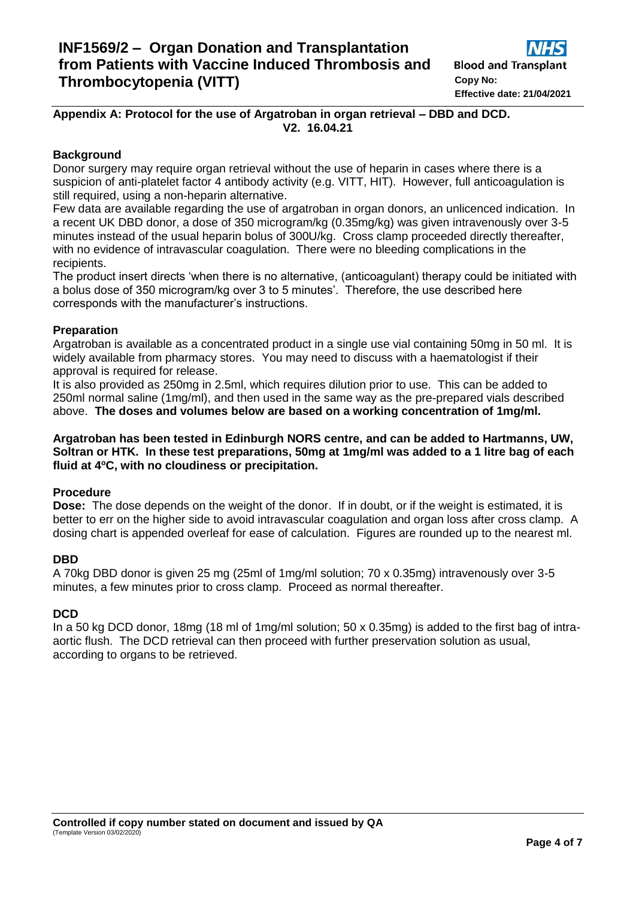## Appendix A: Protocol for the use of Argatroban in organ retrieval – DBD and DCD. V2. 16.04.21

### Background

Donor surgery may require organ retrieval without the use of heparin in cases where there is a suspicion of anti-platelet factor 4 antibody activity (e.g. VITT, HIT). However, full anticoagulation is still required, using a non-heparin alternative.

Few data are available regarding the use of argatroban in organ donors, an unlicenced indication. In a recent UK DBD donor, a dose of 350 microgram/kg (0.35mg/kg) was given intravenously over 3-5 minutes instead of the usual heparin bolus of 300U/kg. Cross clamp proceeded directly thereafter, with no evidence of intravascular coagulation. There were no bleeding complications in the recipients.

The product insert directs 'when there is no alternative, (anticoagulant) therapy could be initiated with a bolus dose of 350 microgram/kg over 3 to 5 minutes'. Therefore, the use described here corresponds with the manufacturer's instructions.

### Preparation

Argatroban is available as a concentrated product in a single use vial containing 50mg in 50 ml. It is widely available from pharmacy stores. You may need to discuss with a haematologist if their approval is required for release.

It is also provided as 250mg in 2.5ml, which requires dilution prior to use. This can be added to 250ml normal saline (1mg/ml), and then used in the same way as the pre-prepared vials described above. **The doses and volumes below are based on a working concentration of 1mg/ml.**

**Argatroban has been tested in Edinburgh NORS centre, and can be added to Hartmanns, UW, Soltran or HTK. In these test preparations, 50mg at 1mg/ml was added to a 1 litre bag of each fluid at 4ºC, with no cloudiness or precipitation.**

### Procedure

**Dose:** The dose depends on the weight of the donor. If in doubt, or if the weight is estimated, it is better to err on the higher side to avoid intravascular coagulation and organ loss after cross clamp. A dosing chart is appended overleaf for ease of calculation. Figures are rounded up to the nearest ml.

### DBD

A 70kg DBD donor is given 25 mg (25ml of 1mg/ml solution; 70 x 0.35mg) intravenously over 3-5 minutes, a few minutes prior to cross clamp. Proceed as normal thereafter.

### DCD

In a 50 kg DCD donor, 18mg (18 ml of 1mg/ml solution; 50 x 0.35mg) is added to the first bag of intra-aortic flush. The DCD retrieval can then proceed with further preservation solution as usual, according to organs to be retrieved.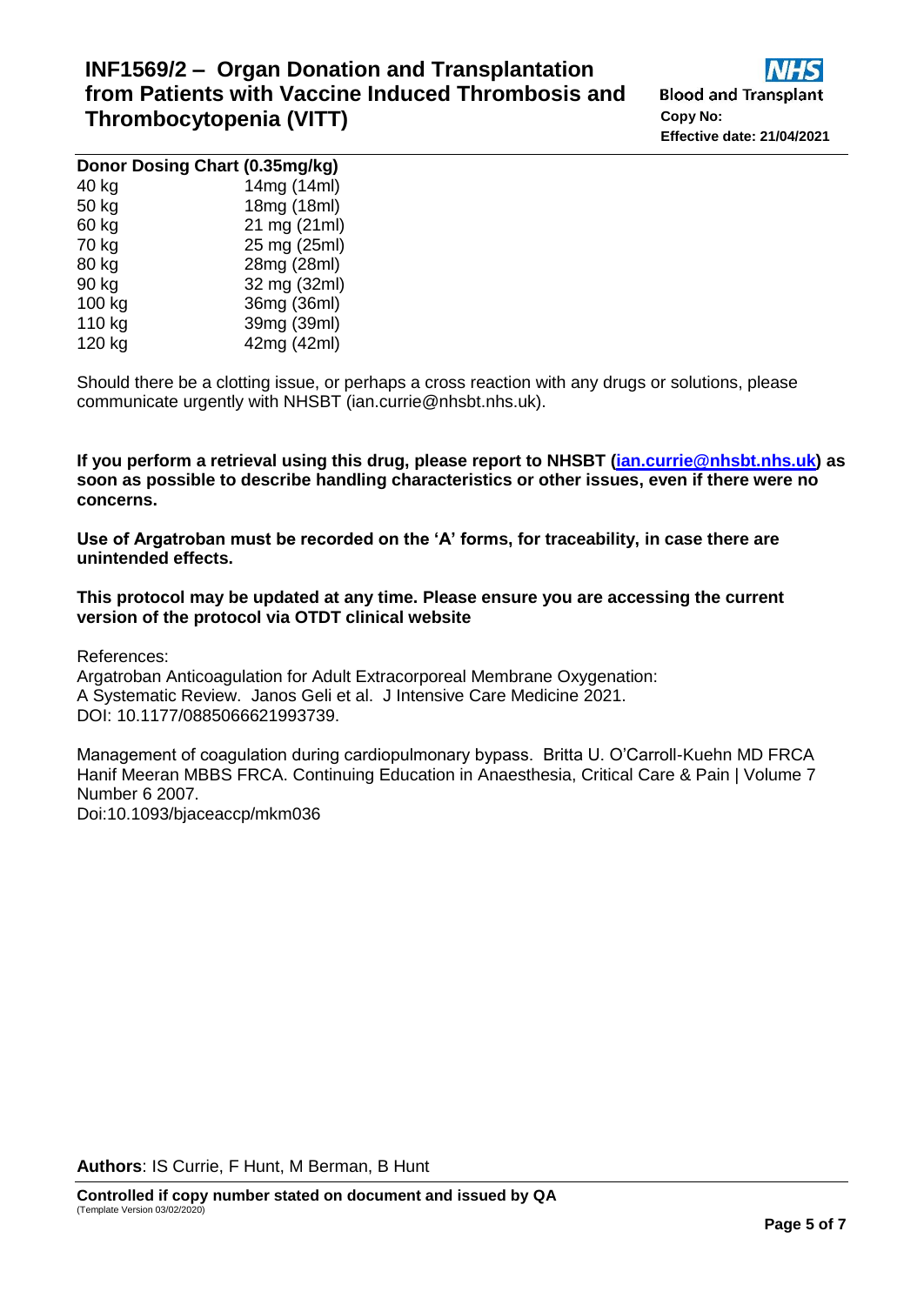**Donor Dosing Chart (0.35mg/kg)**

| | |
|---|---|
| 40 kg | 14mg (14ml) |
| 50 kg | 18mg (18ml) |
| 60 kg | 21 mg (21ml) |
| 70 kg | 25 mg (25ml) |
| 80 kg | 28mg (28ml) |
| 90 kg | 32 mg (32ml) |
| 100 kg | 36mg (36ml) |
| 110 kg | 39mg (39ml) |
| 120 kg | 42mg (42ml) |

Should there be a clotting issue, or perhaps a cross reaction with any drugs or solutions, please communicate urgently with NHSBT (ian.currie@nhsbt.nhs.uk).

**If you perform a retrieval using this drug, please report to NHSBT (ian.currie@nhsbt.nhs.uk) as soon as possible to describe handling characteristics or other issues, even if there were no concerns.**

**Use of Argatroban must be recorded on the 'A' forms, for traceability, in case there are unintended effects.**

**This protocol may be updated at any time. Please ensure you are accessing the current version of the protocol via OTDT clinical website**

References:
Argatroban Anticoagulation for Adult Extracorporeal Membrane Oxygenation: A Systematic Review. Janos Geli et al. J Intensive Care Medicine 2021. DOI: 10.1177/0885066621993739.

Management of coagulation during cardiopulmonary bypass. Britta U. O'Carroll-Kuehn MD FRCA Hanif Meeran MBBS FRCA. Continuing Education in Anaesthesia, Critical Care & Pain | Volume 7 Number 6 2007.
Doi:10.1093/bjaceaccp/mkm036

**Authors**: IS Currie, F Hunt, M Berman, B Hunt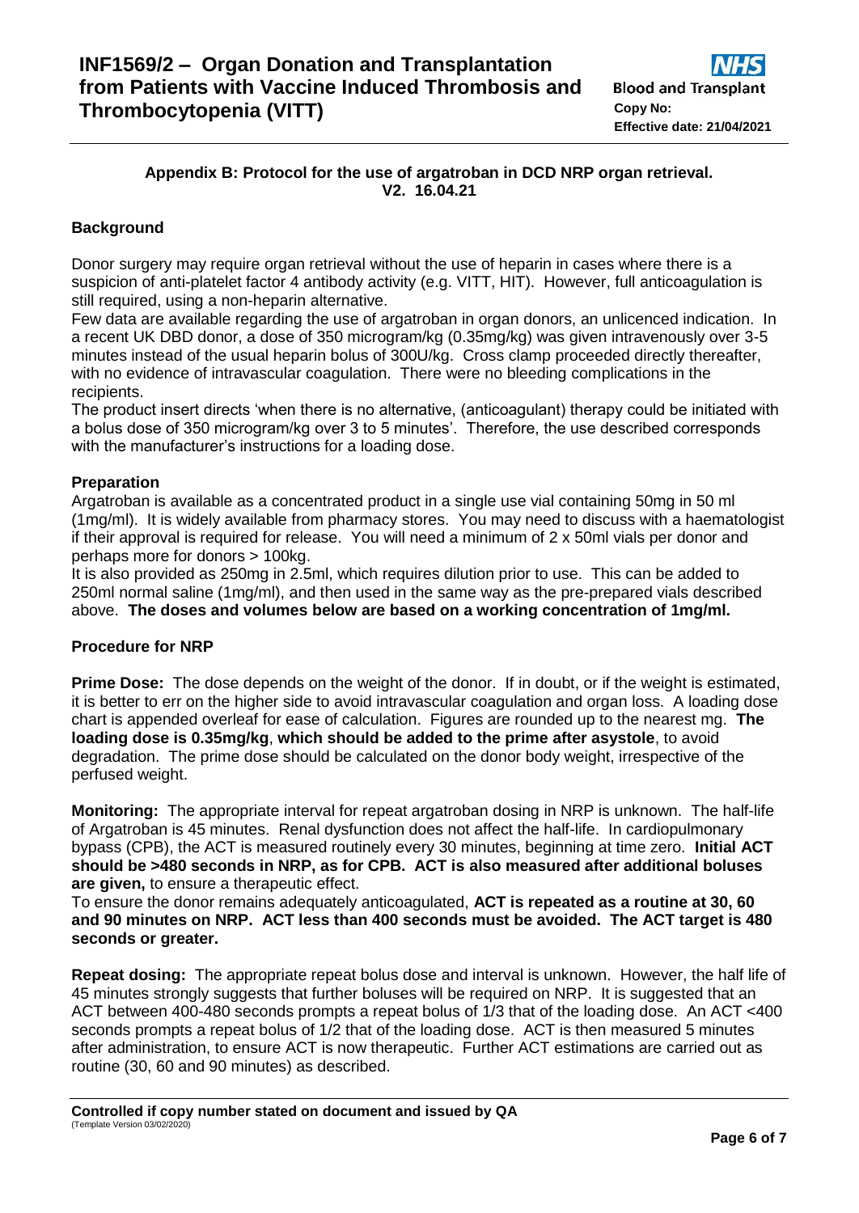## Appendix B: Protocol for the use of argatroban in DCD NRP organ retrieval. V2. 16.04.21

### Background

Donor surgery may require organ retrieval without the use of heparin in cases where there is a suspicion of anti-platelet factor 4 antibody activity (e.g. VITT, HIT). However, full anticoagulation is still required, using a non-heparin alternative.

Few data are available regarding the use of argatroban in organ donors, an unlicenced indication. In a recent UK DBD donor, a dose of 350 microgram/kg (0.35mg/kg) was given intravenously over 3-5 minutes instead of the usual heparin bolus of 300U/kg. Cross clamp proceeded directly thereafter, with no evidence of intravascular coagulation. There were no bleeding complications in the recipients.

The product insert directs 'when there is no alternative, (anticoagulant) therapy could be initiated with a bolus dose of 350 microgram/kg over 3 to 5 minutes'. Therefore, the use described corresponds with the manufacturer's instructions for a loading dose.

### Preparation

Argatroban is available as a concentrated product in a single use vial containing 50mg in 50 ml (1mg/ml). It is widely available from pharmacy stores. You may need to discuss with a haematologist if their approval is required for release. You will need a minimum of 2 x 50ml vials per donor and perhaps more for donors > 100kg.

It is also provided as 250mg in 2.5ml, which requires dilution prior to use. This can be added to 250ml normal saline (1mg/ml), and then used in the same way as the pre-prepared vials described above. **The doses and volumes below are based on a working concentration of 1mg/ml.**

### Procedure for NRP

**Prime Dose:** The dose depends on the weight of the donor. If in doubt, or if the weight is estimated, it is better to err on the higher side to avoid intravascular coagulation and organ loss. A loading dose chart is appended overleaf for ease of calculation. Figures are rounded up to the nearest mg. **The loading dose is 0.35mg/kg**, **which should be added to the prime after asystole**, to avoid degradation. The prime dose should be calculated on the donor body weight, irrespective of the perfused weight.

**Monitoring:** The appropriate interval for repeat argatroban dosing in NRP is unknown. The half-life of Argatroban is 45 minutes. Renal dysfunction does not affect the half-life. In cardiopulmonary bypass (CPB), the ACT is measured routinely every 30 minutes, beginning at time zero. **Initial ACT should be >480 seconds in NRP, as for CPB. ACT is also measured after additional boluses are given,** to ensure a therapeutic effect.

To ensure the donor remains adequately anticoagulated, **ACT is repeated as a routine at 30, 60 and 90 minutes on NRP. ACT less than 400 seconds must be avoided. The ACT target is 480 seconds or greater.**

**Repeat dosing:** The appropriate repeat bolus dose and interval is unknown. However, the half life of 45 minutes strongly suggests that further boluses will be required on NRP. It is suggested that an ACT between 400-480 seconds prompts a repeat bolus of 1/3 that of the loading dose. An ACT <400 seconds prompts a repeat bolus of 1/2 that of the loading dose. ACT is then measured 5 minutes after administration, to ensure ACT is now therapeutic. Further ACT estimations are carried out as routine (30, 60 and 90 minutes) as described.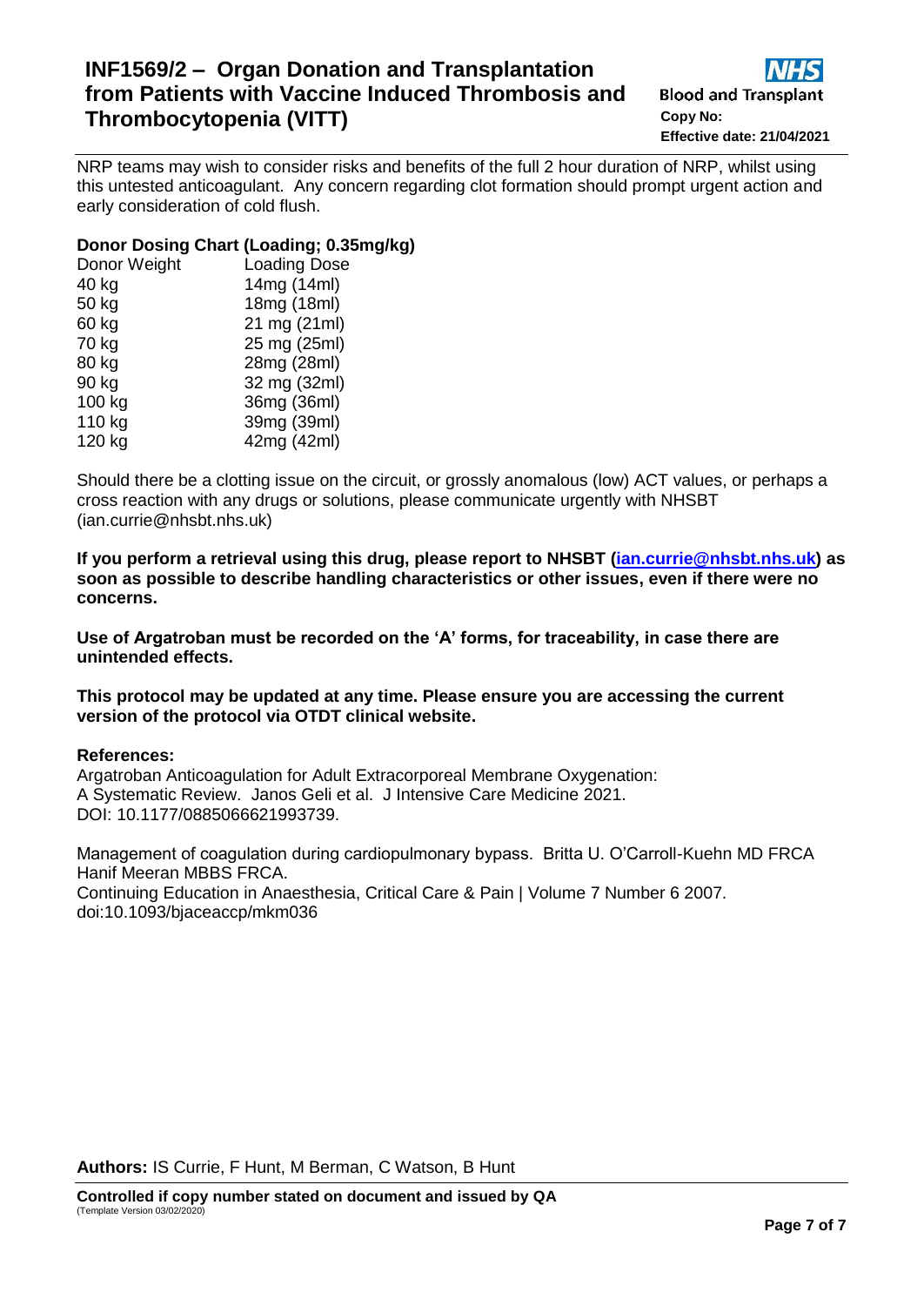NRP teams may wish to consider risks and benefits of the full 2 hour duration of NRP, whilst using this untested anticoagulant. Any concern regarding clot formation should prompt urgent action and early consideration of cold flush.

**Donor Dosing Chart (Loading; 0.35mg/kg)**

| Donor Weight | Loading Dose |
|---|---|
| 40 kg | 14mg (14ml) |
| 50 kg | 18mg (18ml) |
| 60 kg | 21 mg (21ml) |
| 70 kg | 25 mg (25ml) |
| 80 kg | 28mg (28ml) |
| 90 kg | 32 mg (32ml) |
| 100 kg | 36mg (36ml) |
| 110 kg | 39mg (39ml) |
| 120 kg | 42mg (42ml) |

Should there be a clotting issue on the circuit, or grossly anomalous (low) ACT values, or perhaps a cross reaction with any drugs or solutions, please communicate urgently with NHSBT (ian.currie@nhsbt.nhs.uk)

**If you perform a retrieval using this drug, please report to NHSBT (ian.currie@nhsbt.nhs.uk) as soon as possible to describe handling characteristics or other issues, even if there were no concerns.**

**Use of Argatroban must be recorded on the 'A' forms, for traceability, in case there are unintended effects.**

**This protocol may be updated at any time. Please ensure you are accessing the current version of the protocol via OTDT clinical website.**

**References:**

Argatroban Anticoagulation for Adult Extracorporeal Membrane Oxygenation: A Systematic Review. Janos Geli et al. J Intensive Care Medicine 2021. DOI: 10.1177/0885066621993739.

Management of coagulation during cardiopulmonary bypass. Britta U. O'Carroll-Kuehn MD FRCA Hanif Meeran MBBS FRCA.
Continuing Education in Anaesthesia, Critical Care & Pain | Volume 7 Number 6 2007. doi:10.1093/bjaceaccp/mkm036

**Authors:** IS Currie, F Hunt, M Berman, C Watson, B Hunt